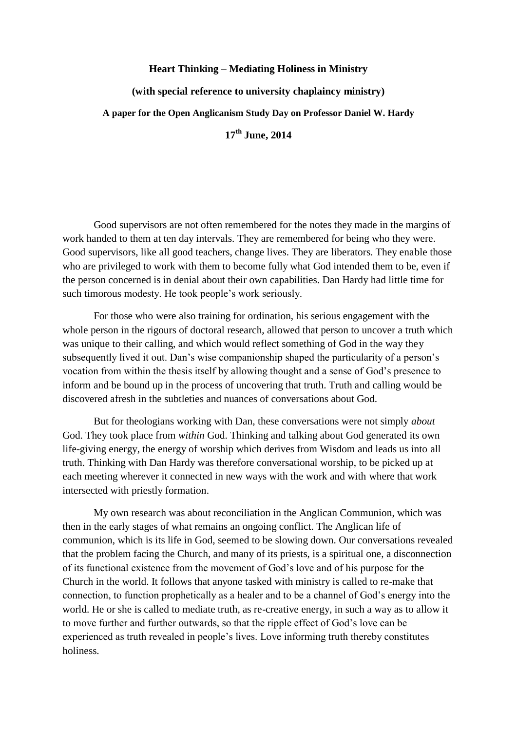**Heart Thinking – Mediating Holiness in Ministry**

**(with special reference to university chaplaincy ministry)**

**A paper for the Open Anglicanism Study Day on Professor Daniel W. Hardy**

**17th June, 2014**

Good supervisors are not often remembered for the notes they made in the margins of work handed to them at ten day intervals. They are remembered for being who they were. Good supervisors, like all good teachers, change lives. They are liberators. They enable those who are privileged to work with them to become fully what God intended them to be, even if the person concerned is in denial about their own capabilities. Dan Hardy had little time for such timorous modesty. He took people's work seriously.

For those who were also training for ordination, his serious engagement with the whole person in the rigours of doctoral research, allowed that person to uncover a truth which was unique to their calling, and which would reflect something of God in the way they subsequently lived it out. Dan's wise companionship shaped the particularity of a person's vocation from within the thesis itself by allowing thought and a sense of God's presence to inform and be bound up in the process of uncovering that truth. Truth and calling would be discovered afresh in the subtleties and nuances of conversations about God.

But for theologians working with Dan, these conversations were not simply *about* God. They took place from *within* God. Thinking and talking about God generated its own life-giving energy, the energy of worship which derives from Wisdom and leads us into all truth. Thinking with Dan Hardy was therefore conversational worship, to be picked up at each meeting wherever it connected in new ways with the work and with where that work intersected with priestly formation.

My own research was about reconciliation in the Anglican Communion, which was then in the early stages of what remains an ongoing conflict. The Anglican life of communion, which is its life in God, seemed to be slowing down. Our conversations revealed that the problem facing the Church, and many of its priests, is a spiritual one, a disconnection of its functional existence from the movement of God's love and of his purpose for the Church in the world. It follows that anyone tasked with ministry is called to re-make that connection, to function prophetically as a healer and to be a channel of God's energy into the world. He or she is called to mediate truth, as re-creative energy, in such a way as to allow it to move further and further outwards, so that the ripple effect of God's love can be experienced as truth revealed in people's lives. Love informing truth thereby constitutes holiness.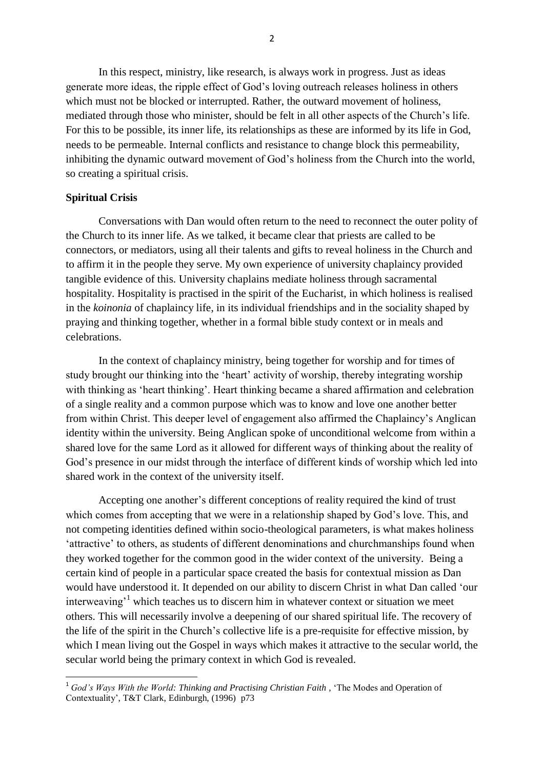In this respect, ministry, like research, is always work in progress. Just as ideas generate more ideas, the ripple effect of God's loving outreach releases holiness in others which must not be blocked or interrupted. Rather, the outward movement of holiness, mediated through those who minister, should be felt in all other aspects of the Church's life. For this to be possible, its inner life, its relationships as these are informed by its life in God, needs to be permeable. Internal conflicts and resistance to change block this permeability, inhibiting the dynamic outward movement of God's holiness from the Church into the world, so creating a spiritual crisis.

**Spiritual Crisis**

Conversations with Dan would often return to the need to reconnect the outer polity of the Church to its inner life. As we talked, it became clear that priests are called to be connectors, or mediators, using all their talents and gifts to reveal holiness in the Church and to affirm it in the people they serve. My own experience of university chaplaincy provided tangible evidence of this. University chaplains mediate holiness through sacramental hospitality. Hospitality is practised in the spirit of the Eucharist, in which holiness is realised in the *koinonia* of chaplaincy life, in its individual friendships and in the sociality shaped by praying and thinking together, whether in a formal bible study context or in meals and celebrations.

In the context of chaplaincy ministry, being together for worship and for times of study brought our thinking into the 'heart' activity of worship, thereby integrating worship with thinking as 'heart thinking'. Heart thinking became a shared affirmation and celebration of a single reality and a common purpose which was to know and love one another better from within Christ. This deeper level of engagement also affirmed the Chaplaincy's Anglican identity within the university. Being Anglican spoke of unconditional welcome from within a shared love for the same Lord as it allowed for different ways of thinking about the reality of God's presence in our midst through the interface of different kinds of worship which led into shared work in the context of the university itself.

Accepting one another's different conceptions of reality required the kind of trust which comes from accepting that we were in a relationship shaped by God's love. This, and not competing identities defined within socio-theological parameters, is what makes holiness 'attractive' to others, as students of different denominations and churchmanships found when they worked together for the common good in the wider context of the university. Being a certain kind of people in a particular space created the basis for contextual mission as Dan would have understood it. It depended on our ability to discern Christ in what Dan called 'our interweaving'[1] which teaches us to discern him in whatever context or situation we meet others. This will necessarily involve a deepening of our shared spiritual life. The recovery of the life of the spirit in the Church's collective life is a pre-requisite for effective mission, by which I mean living out the Gospel in ways which makes it attractive to the secular world, the secular world being the primary context in which God is revealed.

[1] *God's Ways With the World: Thinking and Practising Christian Faith* , 'The Modes and Operation of Contextuality', T&T Clark, Edinburgh, (1996) p73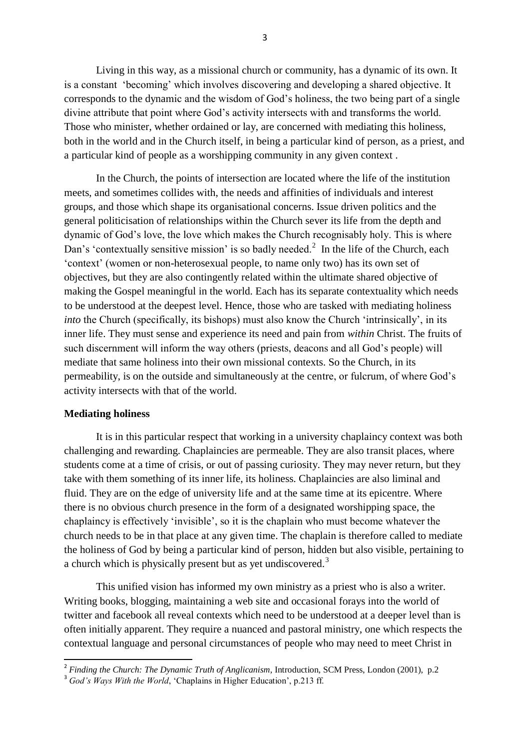Living in this way, as a missional church or community, has a dynamic of its own. It is a constant 'becoming' which involves discovering and developing a shared objective. It corresponds to the dynamic and the wisdom of God's holiness, the two being part of a single divine attribute that point where God's activity intersects with and transforms the world. Those who minister, whether ordained or lay, are concerned with mediating this holiness, both in the world and in the Church itself, in being a particular kind of person, as a priest, and a particular kind of people as a worshipping community in any given context .

In the Church, the points of intersection are located where the life of the institution meets, and sometimes collides with, the needs and affinities of individuals and interest groups, and those which shape its organisational concerns. Issue driven politics and the general politicisation of relationships within the Church sever its life from the depth and dynamic of God's love, the love which makes the Church recognisably holy. This is where Dan's 'contextually sensitive mission' is so badly needed.[2] In the life of the Church, each 'context' (women or non-heterosexual people, to name only two) has its own set of objectives, but they are also contingently related within the ultimate shared objective of making the Gospel meaningful in the world. Each has its separate contextuality which needs to be understood at the deepest level. Hence, those who are tasked with mediating holiness *into* the Church (specifically, its bishops) must also know the Church 'intrinsically', in its inner life. They must sense and experience its need and pain from *within* Christ. The fruits of such discernment will inform the way others (priests, deacons and all God's people) will mediate that same holiness into their own missional contexts. So the Church, in its permeability, is on the outside and simultaneously at the centre, or fulcrum, of where God's activity intersects with that of the world.

**Mediating holiness**

It is in this particular respect that working in a university chaplaincy context was both challenging and rewarding. Chaplaincies are permeable. They are also transit places, where students come at a time of crisis, or out of passing curiosity. They may never return, but they take with them something of its inner life, its holiness. Chaplaincies are also liminal and fluid. They are on the edge of university life and at the same time at its epicentre. Where there is no obvious church presence in the form of a designated worshipping space, the chaplaincy is effectively 'invisible', so it is the chaplain who must become whatever the church needs to be in that place at any given time. The chaplain is therefore called to mediate the holiness of God by being a particular kind of person, hidden but also visible, pertaining to a church which is physically present but as yet undiscovered.[3]

This unified vision has informed my own ministry as a priest who is also a writer. Writing books, blogging, maintaining a web site and occasional forays into the world of twitter and facebook all reveal contexts which need to be understood at a deeper level than is often initially apparent. They require a nuanced and pastoral ministry, one which respects the contextual language and personal circumstances of people who may need to meet Christ in

---

[2] *Finding the Church: The Dynamic Truth of Anglicanism*, Introduction, SCM Press, London (2001), p.2

[3] *God's Ways With the World*, 'Chaplains in Higher Education', p.213 ff.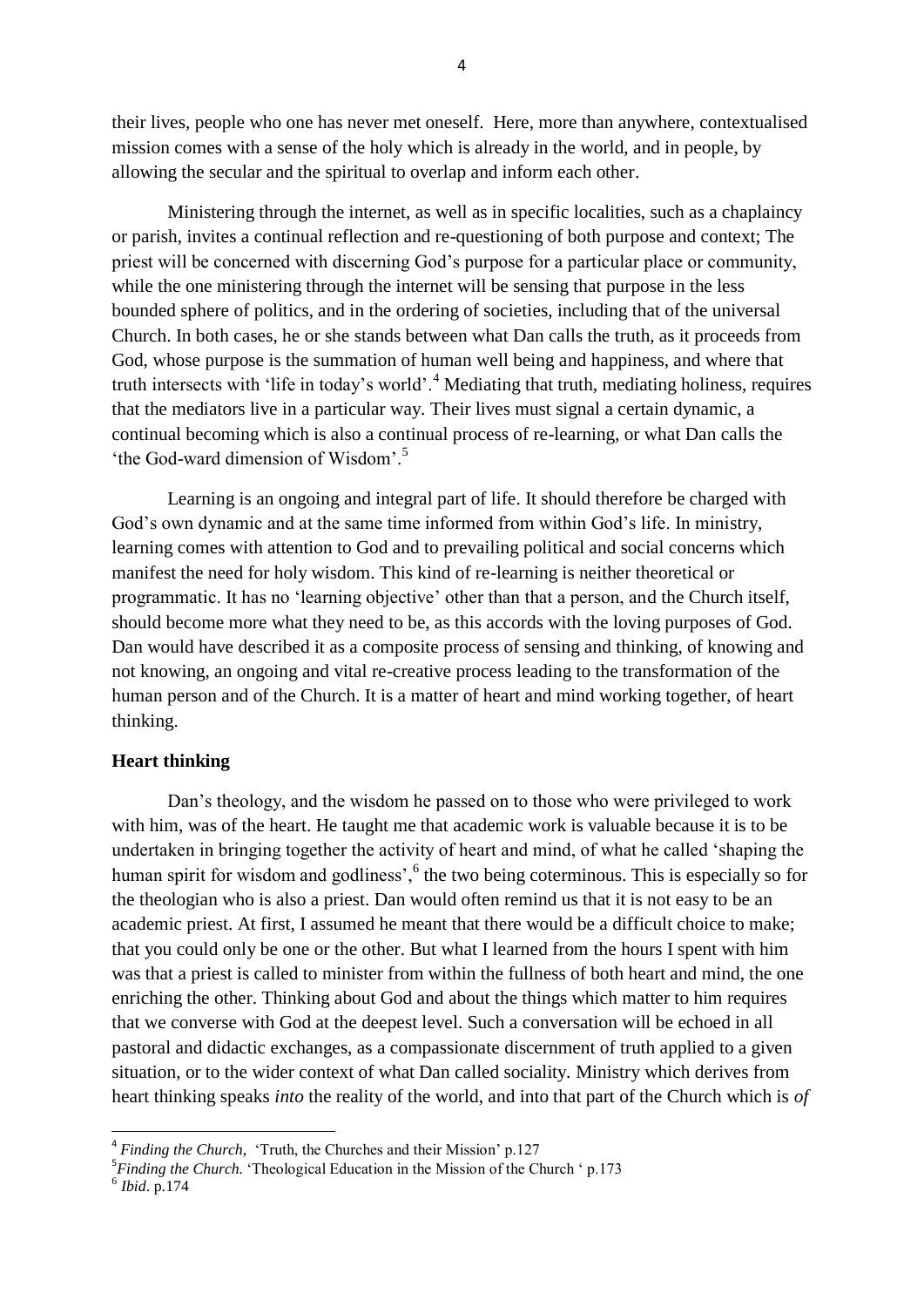their lives, people who one has never met oneself. Here, more than anywhere, contextualised mission comes with a sense of the holy which is already in the world, and in people, by allowing the secular and the spiritual to overlap and inform each other.

Ministering through the internet, as well as in specific localities, such as a chaplaincy or parish, invites a continual reflection and re-questioning of both purpose and context; The priest will be concerned with discerning God's purpose for a particular place or community, while the one ministering through the internet will be sensing that purpose in the less bounded sphere of politics, and in the ordering of societies, including that of the universal Church. In both cases, he or she stands between what Dan calls the truth, as it proceeds from God, whose purpose is the summation of human well being and happiness, and where that truth intersects with 'life in today's world'.[4] Mediating that truth, mediating holiness, requires that the mediators live in a particular way. Their lives must signal a certain dynamic, a continual becoming which is also a continual process of re-learning, or what Dan calls the 'the God-ward dimension of Wisdom'.[5]

Learning is an ongoing and integral part of life. It should therefore be charged with God's own dynamic and at the same time informed from within God's life. In ministry, learning comes with attention to God and to prevailing political and social concerns which manifest the need for holy wisdom. This kind of re-learning is neither theoretical or programmatic. It has no 'learning objective' other than that a person, and the Church itself, should become more what they need to be, as this accords with the loving purposes of God. Dan would have described it as a composite process of sensing and thinking, of knowing and not knowing, an ongoing and vital re-creative process leading to the transformation of the human person and of the Church. It is a matter of heart and mind working together, of heart thinking.

**Heart thinking**

Dan's theology, and the wisdom he passed on to those who were privileged to work with him, was of the heart. He taught me that academic work is valuable because it is to be undertaken in bringing together the activity of heart and mind, of what he called 'shaping the human spirit for wisdom and godliness',[6] the two being coterminous. This is especially so for the theologian who is also a priest. Dan would often remind us that it is not easy to be an academic priest. At first, I assumed he meant that there would be a difficult choice to make; that you could only be one or the other. But what I learned from the hours I spent with him was that a priest is called to minister from within the fullness of both heart and mind, the one enriching the other. Thinking about God and about the things which matter to him requires that we converse with God at the deepest level. Such a conversation will be echoed in all pastoral and didactic exchanges, as a compassionate discernment of truth applied to a given situation, or to the wider context of what Dan called sociality. Ministry which derives from heart thinking speaks *into* the reality of the world, and into that part of the Church which is *of*

---

[4] *Finding the Church*, 'Truth, the Churches and their Mission' p.127

[5] *Finding the Church*. 'Theological Education in the Mission of the Church ' p.173

[6] *Ibid*. p.174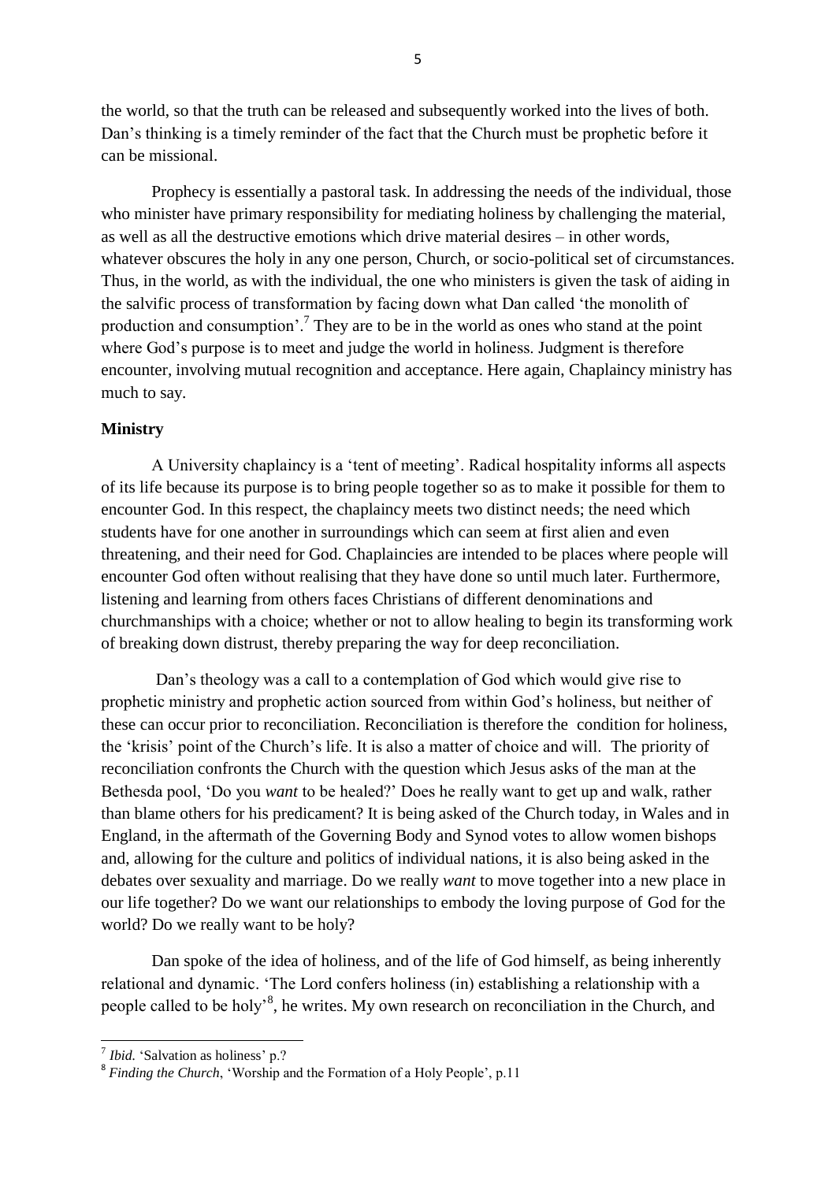the world, so that the truth can be released and subsequently worked into the lives of both. Dan's thinking is a timely reminder of the fact that the Church must be prophetic before it can be missional.

Prophecy is essentially a pastoral task. In addressing the needs of the individual, those who minister have primary responsibility for mediating holiness by challenging the material, as well as all the destructive emotions which drive material desires – in other words, whatever obscures the holy in any one person, Church, or socio-political set of circumstances. Thus, in the world, as with the individual, the one who ministers is given the task of aiding in the salvific process of transformation by facing down what Dan called 'the monolith of production and consumption'.[7] They are to be in the world as ones who stand at the point where God's purpose is to meet and judge the world in holiness. Judgment is therefore encounter, involving mutual recognition and acceptance. Here again, Chaplaincy ministry has much to say.

**Ministry**

A University chaplaincy is a 'tent of meeting'. Radical hospitality informs all aspects of its life because its purpose is to bring people together so as to make it possible for them to encounter God. In this respect, the chaplaincy meets two distinct needs; the need which students have for one another in surroundings which can seem at first alien and even threatening, and their need for God. Chaplaincies are intended to be places where people will encounter God often without realising that they have done so until much later. Furthermore, listening and learning from others faces Christians of different denominations and churchmanships with a choice; whether or not to allow healing to begin its transforming work of breaking down distrust, thereby preparing the way for deep reconciliation.

Dan's theology was a call to a contemplation of God which would give rise to prophetic ministry and prophetic action sourced from within God's holiness, but neither of these can occur prior to reconciliation. Reconciliation is therefore the condition for holiness, the 'krisis' point of the Church's life. It is also a matter of choice and will. The priority of reconciliation confronts the Church with the question which Jesus asks of the man at the Bethesda pool, 'Do you *want* to be healed?' Does he really want to get up and walk, rather than blame others for his predicament? It is being asked of the Church today, in Wales and in England, in the aftermath of the Governing Body and Synod votes to allow women bishops and, allowing for the culture and politics of individual nations, it is also being asked in the debates over sexuality and marriage. Do we really *want* to move together into a new place in our life together? Do we want our relationships to embody the loving purpose of God for the world? Do we really want to be holy?

Dan spoke of the idea of holiness, and of the life of God himself, as being inherently relational and dynamic. 'The Lord confers holiness (in) establishing a relationship with a people called to be holy'[8], he writes. My own research on reconciliation in the Church, and

---

[7] *Ibid.* 'Salvation as holiness' p.?

[8] *Finding the Church*, 'Worship and the Formation of a Holy People', p.11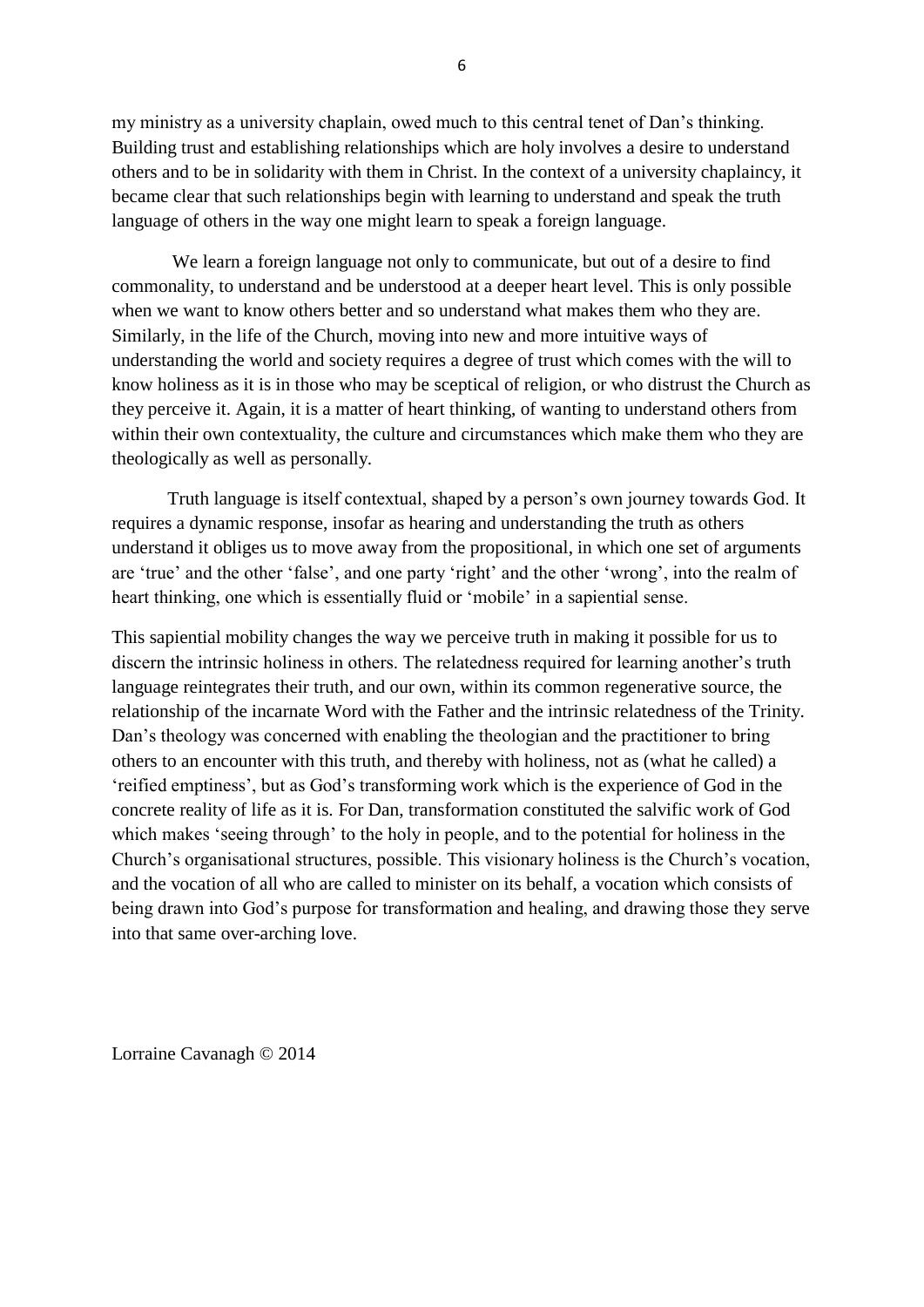my ministry as a university chaplain, owed much to this central tenet of Dan's thinking. Building trust and establishing relationships which are holy involves a desire to understand others and to be in solidarity with them in Christ. In the context of a university chaplaincy, it became clear that such relationships begin with learning to understand and speak the truth language of others in the way one might learn to speak a foreign language.

We learn a foreign language not only to communicate, but out of a desire to find commonality, to understand and be understood at a deeper heart level. This is only possible when we want to know others better and so understand what makes them who they are. Similarly, in the life of the Church, moving into new and more intuitive ways of understanding the world and society requires a degree of trust which comes with the will to know holiness as it is in those who may be sceptical of religion, or who distrust the Church as they perceive it. Again, it is a matter of heart thinking, of wanting to understand others from within their own contextuality, the culture and circumstances which make them who they are theologically as well as personally.

Truth language is itself contextual, shaped by a person's own journey towards God. It requires a dynamic response, insofar as hearing and understanding the truth as others understand it obliges us to move away from the propositional, in which one set of arguments are 'true' and the other 'false', and one party 'right' and the other 'wrong', into the realm of heart thinking, one which is essentially fluid or 'mobile' in a sapiential sense.

This sapiential mobility changes the way we perceive truth in making it possible for us to discern the intrinsic holiness in others. The relatedness required for learning another's truth language reintegrates their truth, and our own, within its common regenerative source, the relationship of the incarnate Word with the Father and the intrinsic relatedness of the Trinity. Dan's theology was concerned with enabling the theologian and the practitioner to bring others to an encounter with this truth, and thereby with holiness, not as (what he called) a 'reified emptiness', but as God's transforming work which is the experience of God in the concrete reality of life as it is. For Dan, transformation constituted the salvific work of God which makes 'seeing through' to the holy in people, and to the potential for holiness in the Church's organisational structures, possible. This visionary holiness is the Church's vocation, and the vocation of all who are called to minister on its behalf, a vocation which consists of being drawn into God's purpose for transformation and healing, and drawing those they serve into that same over-arching love.

Lorraine Cavanagh © 2014